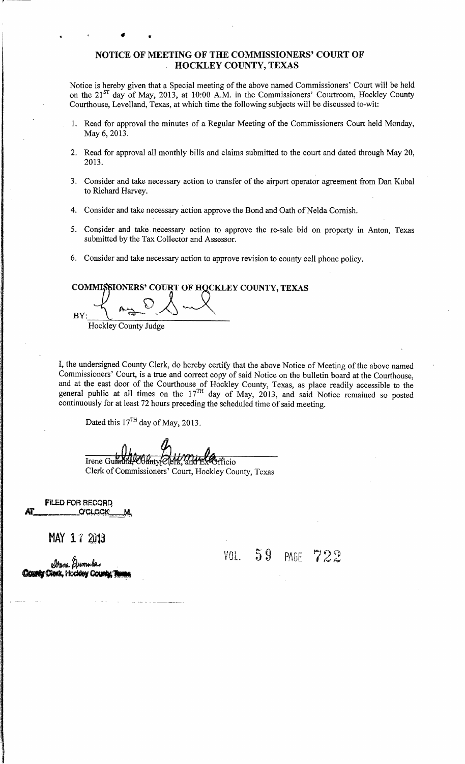# NOTICE OF MEETING OF THE COMMISSIONERS' COURT OF HOCKLEY COUNTY, TEXAS

Notice is hereby given that a Special meeting of the above named Commissioners' Court will be held on the 21ST day of May, 2013, at 10:00 A.M. in the Commissioners' Courtroom, Hockley County Courthouse, Levelland, Texas, at which time the following subjects will be discussed to-wit:

1. Read for approval the minutes of a Regular Meeting of the Commissioners Court held Monday, May 6, 2013.
2. Read for approval all monthly bills and claims submitted to the court and dated through May 20, 2013.
3. Consider and take necessary action to transfer of the airport operator agreement from Dan Kubal to Richard Harvey.
4. Consider and take necessary action approve the Bond and Oath of Nelda Cornish.
5. Consider and take necessary action to approve the re-sale bid on property in Anton, Texas submitted by the Tax Collector and Assessor.
6. Consider and take necessary action to approve revision to county cell phone policy.

**COMMISSIONERS' COURT OF HOCKLEY COUNTY, TEXAS**

BY: ______________________
Hockley County Judge

I, the undersigned County Clerk, do hereby certify that the above Notice of Meeting of the above named Commissioners' Court, is a true and correct copy of said Notice on the bulletin board at the Courthouse, and at the east door of the Courthouse of Hockley County, Texas, as place readily accessible to the general public at all times on the 17TH day of May, 2013, and said Notice remained so posted continuously for at least 72 hours preceding the scheduled time of said meeting.

Dated this 17TH day of May, 2013.

Irene Gumula, County Clerk, and Ex-Officio
Clerk of Commissioners' Court, Hockley County, Texas

FILED FOR RECORD
AT______O'CLOCK____M,

MAY 17 2013

Irene Gumula
County Clerk, Hockley County, Texas

VOL. 59 PAGE 722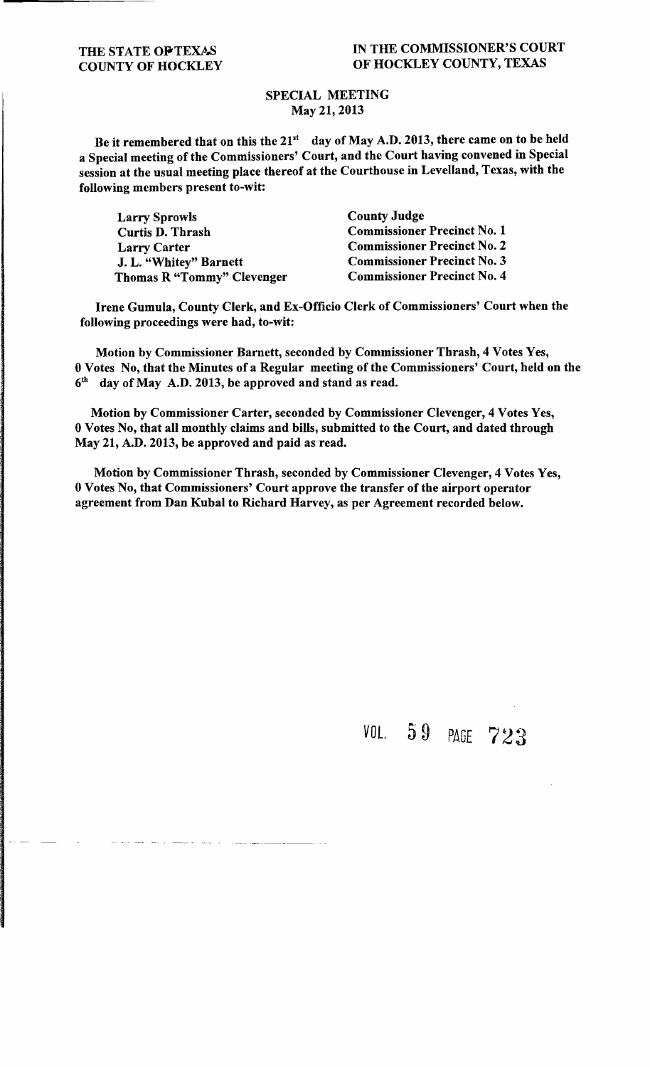THE STATE OF TEXAS
COUNTY OF HOCKLEY

IN THE COMMISSIONER'S COURT
OF HOCKLEY COUNTY, TEXAS

**SPECIAL MEETING**
**May 21, 2013**

**Be it remembered that on this the 21st day of May A.D. 2013, there came on to be held a Special meeting of the Commissioners' Court, and the Court having convened in Special session at the usual meeting place thereof at the Courthouse in Levelland, Texas, with the following members present to-wit:**

| | |
|---|---|
| **Larry Sprowls** | **County Judge** |
| **Curtis D. Thrash** | **Commissioner Precinct No. 1** |
| **Larry Carter** | **Commissioner Precinct No. 2** |
| **J. L. "Whitey" Barnett** | **Commissioner Precinct No. 3** |
| **Thomas R "Tommy" Clevenger** | **Commissioner Precinct No. 4** |

**Irene Gumula, County Clerk, and Ex-Officio Clerk of Commissioners' Court when the following proceedings were had, to-wit:**

**Motion by Commissioner Barnett, seconded by Commissioner Thrash, 4 Votes Yes, 0 Votes No, that the Minutes of a Regular meeting of the Commissioners' Court, held on the 6th day of May A.D. 2013, be approved and stand as read.**

**Motion by Commissioner Carter, seconded by Commissioner Clevenger, 4 Votes Yes, 0 Votes No, that all monthly claims and bills, submitted to the Court, and dated through May 21, A.D. 2013, be approved and paid as read.**

**Motion by Commissioner Thrash, seconded by Commissioner Clevenger, 4 Votes Yes, 0 Votes No, that Commissioners' Court approve the transfer of the airport operator agreement from Dan Kubal to Richard Harvey, as per Agreement recorded below.**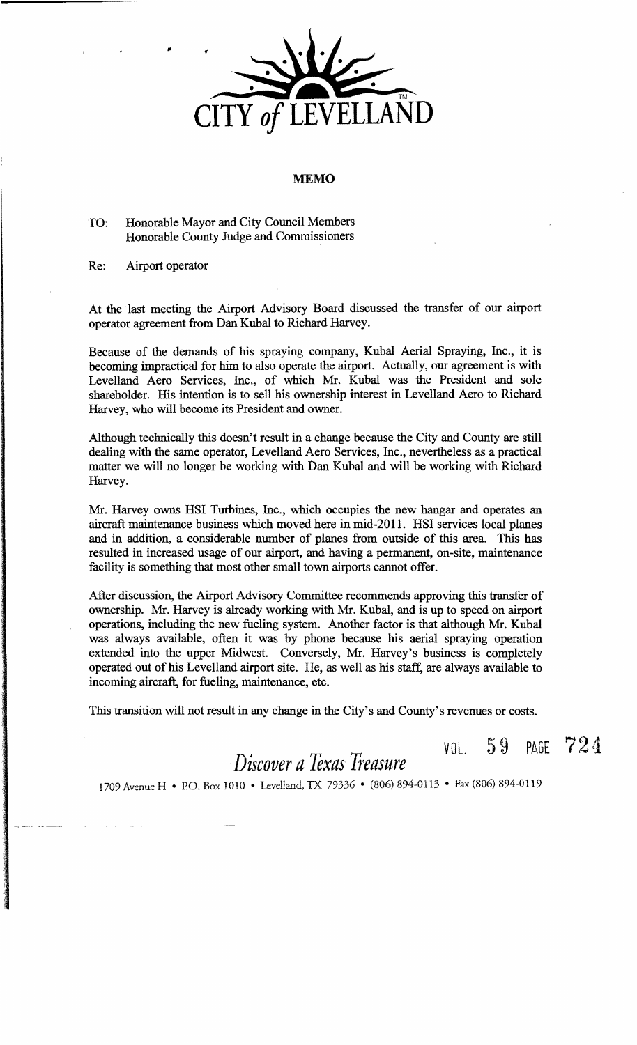CITY *of* LEVELLAND

**MEMO**

TO: Honorable Mayor and City Council Members
Honorable County Judge and Commissioners

Re: Airport operator

At the last meeting the Airport Advisory Board discussed the transfer of our airport operator agreement from Dan Kubal to Richard Harvey.

Because of the demands of his spraying company, Kubal Aerial Spraying, Inc., it is becoming impractical for him to also operate the airport. Actually, our agreement is with Levelland Aero Services, Inc., of which Mr. Kubal was the President and sole shareholder. His intention is to sell his ownership interest in Levelland Aero to Richard Harvey, who will become its President and owner.

Although technically this doesn't result in a change because the City and County are still dealing with the same operator, Levelland Aero Services, Inc., nevertheless as a practical matter we will no longer be working with Dan Kubal and will be working with Richard Harvey.

Mr. Harvey owns HSI Turbines, Inc., which occupies the new hangar and operates an aircraft maintenance business which moved here in mid-2011. HSI services local planes and in addition, a considerable number of planes from outside of this area. This has resulted in increased usage of our airport, and having a permanent, on-site, maintenance facility is something that most other small town airports cannot offer.

After discussion, the Airport Advisory Committee recommends approving this transfer of ownership. Mr. Harvey is already working with Mr. Kubal, and is up to speed on airport operations, including the new fueling system. Another factor is that although Mr. Kubal was always available, often it was by phone because his aerial spraying operation extended into the upper Midwest. Conversely, Mr. Harvey's business is completely operated out of his Levelland airport site. He, as well as his staff, are always available to incoming aircraft, for fueling, maintenance, etc.

This transition will not result in any change in the City's and County's revenues or costs.

*Discover a Texas Treasure*

1709 Avenue H • P.O. Box 1010 • Levelland, TX 79336 • (806) 894-0113 • Fax (806) 894-0119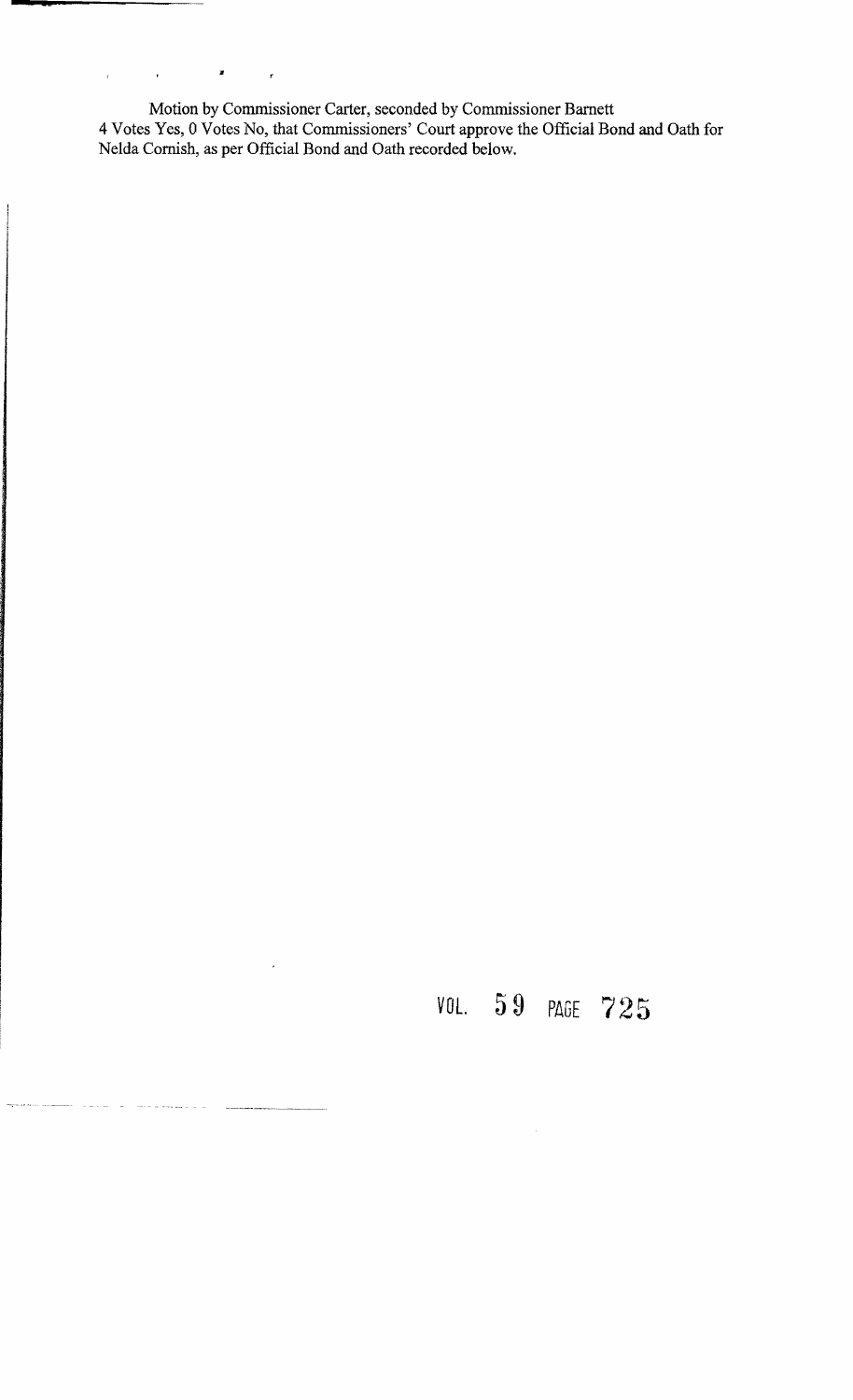Motion by Commissioner Carter, seconded by Commissioner Barnett
4 Votes Yes, 0 Votes No, that Commissioners' Court approve the Official Bond and Oath for Nelda Cornish, as per Official Bond and Oath recorded below.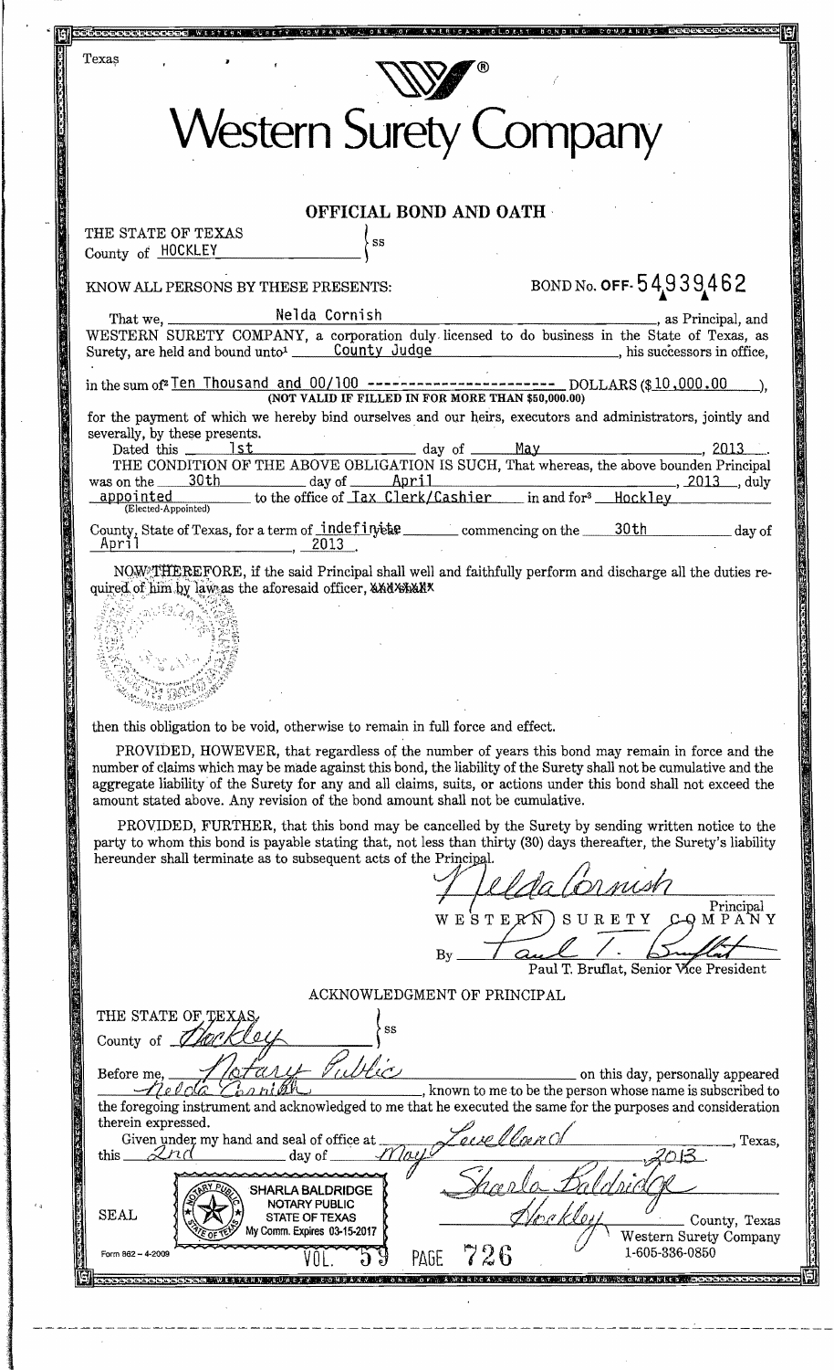Texas

# Western Surety Company

## OFFICIAL BOND AND OATH

THE STATE OF TEXAS
County of HOCKLEY } ss

KNOW ALL PERSONS BY THESE PRESENTS: BOND No. OFF- 54939462

That we, Nelda Cornish, as Principal, and WESTERN SURETY COMPANY, a corporation duly licensed to do business in the State of Texas, as Surety, are held and bound unto[1] County Judge, his successors in office,

in the sum of[2] Ten Thousand and 00/100 ---------------------- DOLLARS ($10,000.00),
(NOT VALID IF FILLED IN FOR MORE THAN $50,000.00)

for the payment of which we hereby bind ourselves and our heirs, executors and administrators, jointly and severally, by these presents.

Dated this 1st day of May, 2013.

THE CONDITION OF THE ABOVE OBLIGATION IS SUCH, That whereas, the above bounden Principal was on the 30th day of April, 2013, duly appointed (Elected-Appointed) to the office of Tax Clerk/Cashier in and for[3] Hockley County, State of Texas, for a term of indefinite commencing on the 30th day of April, 2013.

NOW THEREFORE, if the said Principal shall well and faithfully perform and discharge all the duties required of him by law as the aforesaid officer, ~~and shall~~

then this obligation to be void, otherwise to remain in full force and effect.

PROVIDED, HOWEVER, that regardless of the number of years this bond may remain in force and the number of claims which may be made against this bond, the liability of the Surety shall not be cumulative and the aggregate liability of the Surety for any and all claims, suits, or actions under this bond shall not exceed the amount stated above. Any revision of the bond amount shall not be cumulative.

PROVIDED, FURTHER, that this bond may be cancelled by the Surety by sending written notice to the party to whom this bond is payable stating that, not less than thirty (30) days thereafter, the Surety's liability hereunder shall terminate as to subsequent acts of the Principal.

Nelda Cornish
Principal

WESTERN SURETY COMPANY

By Paul T. Bruflat
Paul T. Bruflat, Senior Vice President

### ACKNOWLEDGMENT OF PRINCIPAL

THE STATE OF TEXAS
County of Hockley } ss

Before me, Notary Public on this day, personally appeared Nelda Cornish, known to me to be the person whose name is subscribed to the foregoing instrument and acknowledged to me that he executed the same for the purposes and consideration therein expressed.

Given under my hand and seal of office at Levelland, Texas, this 2nd day of May, 2013.

SEAL

SHARLA BALDRIDGE
NOTARY PUBLIC
STATE OF TEXAS
My Comm. Expires 03-15-2017

Sharla Baldridge
Hockley County, Texas

Western Surety Company
1-605-336-0850

Form 862 – 4-2009

VOL. 59 PAGE 726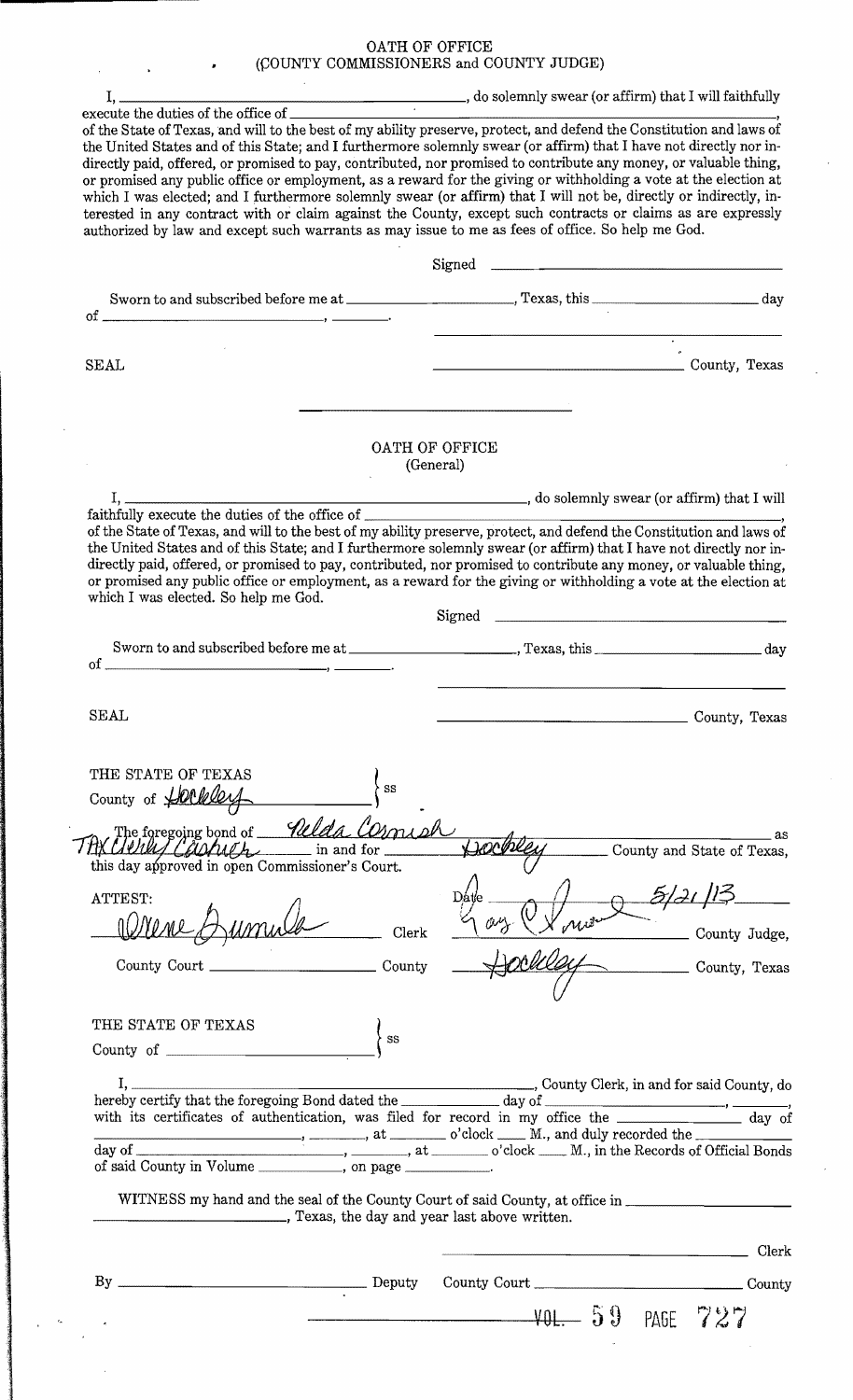# OATH OF OFFICE
## (COUNTY COMMISSIONERS and COUNTY JUDGE)

I, ______________________________, do solemnly swear (or affirm) that I will faithfully execute the duties of the office of ______________________________, of the State of Texas, and will to the best of my ability preserve, protect, and defend the Constitution and laws of the United States and of this State; and I furthermore solemnly swear (or affirm) that I have not directly nor indirectly paid, offered, or promised to pay, contributed, nor promised to contribute any money, or valuable thing, or promised any public office or employment, as a reward for the giving or withholding a vote at the election at which I was elected; and I furthermore solemnly swear (or affirm) that I will not be, directly or indirectly, interested in any contract with or claim against the County, except such contracts or claims as are expressly authorized by law and except such warrants as may issue to me as fees of office. So help me God.

Signed ______________________________

Sworn to and subscribed before me at ______________, Texas, this ______________ day of ______________, ________.

______________________________

SEAL ______________________________ County, Texas

---

# OATH OF OFFICE
## (General)

I, ______________________________, do solemnly swear (or affirm) that I will faithfully execute the duties of the office of ______________________________, of the State of Texas, and will to the best of my ability preserve, protect, and defend the Constitution and laws of the United States and of this State; and I furthermore solemnly swear (or affirm) that I have not directly nor indirectly paid, offered, or promised to pay, contributed, nor promised to contribute any money, or valuable thing, or promised any public office or employment, as a reward for the giving or withholding a vote at the election at which I was elected. So help me God.

Signed ______________________________

Sworn to and subscribed before me at ______________, Texas, this ______________ day of ______________, ________.

______________________________

SEAL ______________________________ County, Texas

---

THE STATE OF TEXAS }
County of Hockley } ss

The foregoing bond of Nelda Cornish as Tax Clerk/Cashier in and for Hockley County and State of Texas, this day approved in open Commissioner's Court.

Date 5/21/13

ATTEST:

Irene Gumula Clerk

Larry Sprowls County Judge,

County Court ______________ County

Hockley County, Texas

---

THE STATE OF TEXAS }
County of ______________ } ss

I, ______________________________, County Clerk, in and for said County, do hereby certify that the foregoing Bond dated the ______________ day of ______________, ________, with its certificates of authentication, was filed for record in my office the ______________ day of ______________, ________, at ________ o'clock ____ M., and duly recorded the ______________ day of ______________, ________, at ________ o'clock ____ M., in the Records of Official Bonds of said County in Volume ______________, on page ______________.

WITNESS my hand and the seal of the County Court of said County, at office in ______________, Texas, the day and year last above written.

______________________________ Clerk

By ______________________________ Deputy County Court ______________ County

VOL. 59 PAGE 727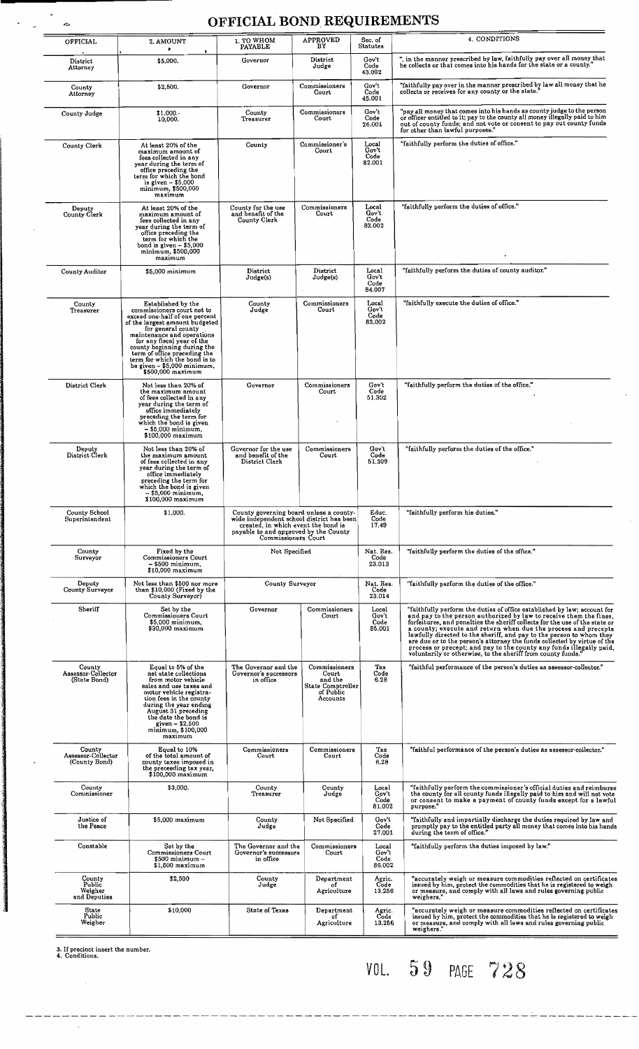# OFFICIAL BOND REQUIREMENTS

| OFFICIAL | 2. AMOUNT | 1. TO WHOM PAYABLE | APPROVED BY | Sec. of Statutes | 4. CONDITIONS |
|---|---|---|---|---|---|
| District Attorney | $5,000. | Governor | District Judge | Gov't Code 43.002 | ", in the manner prescribed by law, faithfully pay over all money that he collects or that comes into his hands for the state or a county." |
| County Attorney | $2,500. | Governor | Commissioners Court | Gov't Code 45.001 | "faithfully pay over in the manner prescribed by law all money that he collects or receives for any county or the state." |
| County Judge | $1,000.- 10,000. | County Treasurer | Commissioners Court | Gov't Code 26.001 | "pay all money that comes into his hands as county judge to the person or officer entitled to it; pay to the county all money illegally paid to him out of county funds; and not vote or consent to pay out county funds for other than lawful purposes." |
| County Clerk | At least 20% of the maximum amount of fees collected in any year during the term of office preceding the term for which the bond is given – $5,000 minimum, $500,000 maximum | County | Commissioner's Court | Local Gov't Code 82.001 | "faithfully perform the duties of office." |
| Deputy County Clerk | At least 20% of the maximum amount of fees collected in any year during the term of office preceding the term for which the bond is given – $5,000 minimum, $500,000 maximum | County for the use and benefit of the County Clerk | Commissioners Court | Local Gov't Code 82.002 | "faithfully perform the duties of office." |
| County Auditor | $5,000 minimum | District Judge(s) | District Judge(s) | Local Gov't Code 84.007 | "faithfully perform the duties of county auditor." |
| County Treasurer | Established by the commissioners court not to exceed one-half of one percent of the largest amount budgeted for general county maintenance and operations for any fiscal year of the county beginning during the term of office preceding the term for which the bond is to be given – $5,000 minimum, $500,000 maximum | County Judge | Commissioners Court | Local Gov't Code 83.002 | "faithfully execute the duties of office." |
| District Clerk | Not less than 20% of the maximum amount of fees collected in any year during the term of office immediately preceding the term for which the bond is given – $5,000 minimum, $100,000 maximum | Governor | Commissioners Court | Gov't Code 51.302 | "faithfully perform the duties of the office." |
| Deputy District Clerk | Not less than 20% of the maximum amount of fees collected in any year during the term of office immediately preceding the term for which the bond is given – $5,000 minimum, $100,000 maximum | Governor for the use and benefit of the District Clerk | Commissioners Court | Gov't Code 51.309 | "faithfully perform the duties of the office." |
| County School Superintendent | $1,000. | County governing board unless a county-wide independent school district has been created, in which event the bond is payable to and approved by the County Commissioners Court | | Educ. Code 17.49 | "faithfully perform his duties." |
| County Surveyor | Fixed by the Commissioners Court – $500 minimum, $10,000 maximum | Not Specified | | Nat. Res. Code 23.013 | "faithfully perform the duties of the office." |
| Deputy County Surveyor | Not less than $500 nor more than $10,000 (Fixed by the County Surveyor) | County Surveyor | | Nat. Res. Code 23.014 | "faithfully perform the duties of the office." |
| Sheriff | Set by the Commissioners Court $5,000 minimum, $30,000 maximum | Governor | Commissioners Court | Local Gov't Code 85.001 | "faithfully perform the duties of office established by law; account for and pay to the person authorized by law to receive them the fines, forfeitures, and penalties the sheriff collects for the use of the state or a county; execute and return when due the process and precepts lawfully directed to the sheriff, and pay to the person to whom they are due or to the person's attorney the funds collected by virtue of the process or precept; and pay to the county any funds illegally paid, voluntarily or otherwise, to the sheriff from county funds." |
| County Assessor-Collector (State Bond) | Equal to 5% of the net state collections from motor vehicle sales and use taxes and motor vehicle registration fees in the county during the year ending August 31 preceding the date the bond is given – $2,500 minimum, $100,000 maximum | The Governor and the Governor's successors in office | Commissioners Court and the State Comptroller of Public Accounts | Tax Code 6.28 | "faithful performance of the person's duties as assessor-collector." |
| County Assessor-Collector (County Bond) | Equal to 10% of the total amount of county taxes imposed in the preceeding tax year, $100,000 maximum | Commissioners Court | Commissioners Court | Tax Code 6.28 | "faithful performance of the person's duties as assessor-collector." |
| County Commissioner | $3,000. | County Treasurer | County Judge | Local Gov't Code 81.002 | "faithfully perform the commissioner's official duties and reimburse the county for all county funds illegally paid to him and will not vote or consent to make a payment of county funds except for a lawful purpose." |
| Justice of the Peace | $5,000 maximum | County Judge | Not Specified | Gov't Code 27.001 | "faithfully and impartially discharge the duties required by law and promptly pay to the entitled party all money that comes into his hands during the term of office." |
| Constable | Set by the Commissioners Court $500 minimum – $1,500 maximum | The Governor and the Governor's successors in office | Commissioners Court | Local Gov't Code 86.002 | "faithfully perform the duties imposed by law." |
| County Public Weigher and Deputies | $2,500 | County Judge | Department of Agriculture | Agric. Code 13.256 | "accurately weigh or measure commodities reflected on certificates issued by him, protect the commodities that he is registered to weigh or measure, and comply with all laws and rules governing public weighers." |
| State Public Weigher | $10,000 | State of Texas | Department of Agriculture | Agric. Code 13.256 | "accurately weigh or measure commodities reflected on certificates issued by him, protect the commodities that he is registered to weigh or measure, and comply with all laws and rules governing public weighers." |

3. If precinct insert the number.
4. Conditions.

VOL. 59 PAGE 728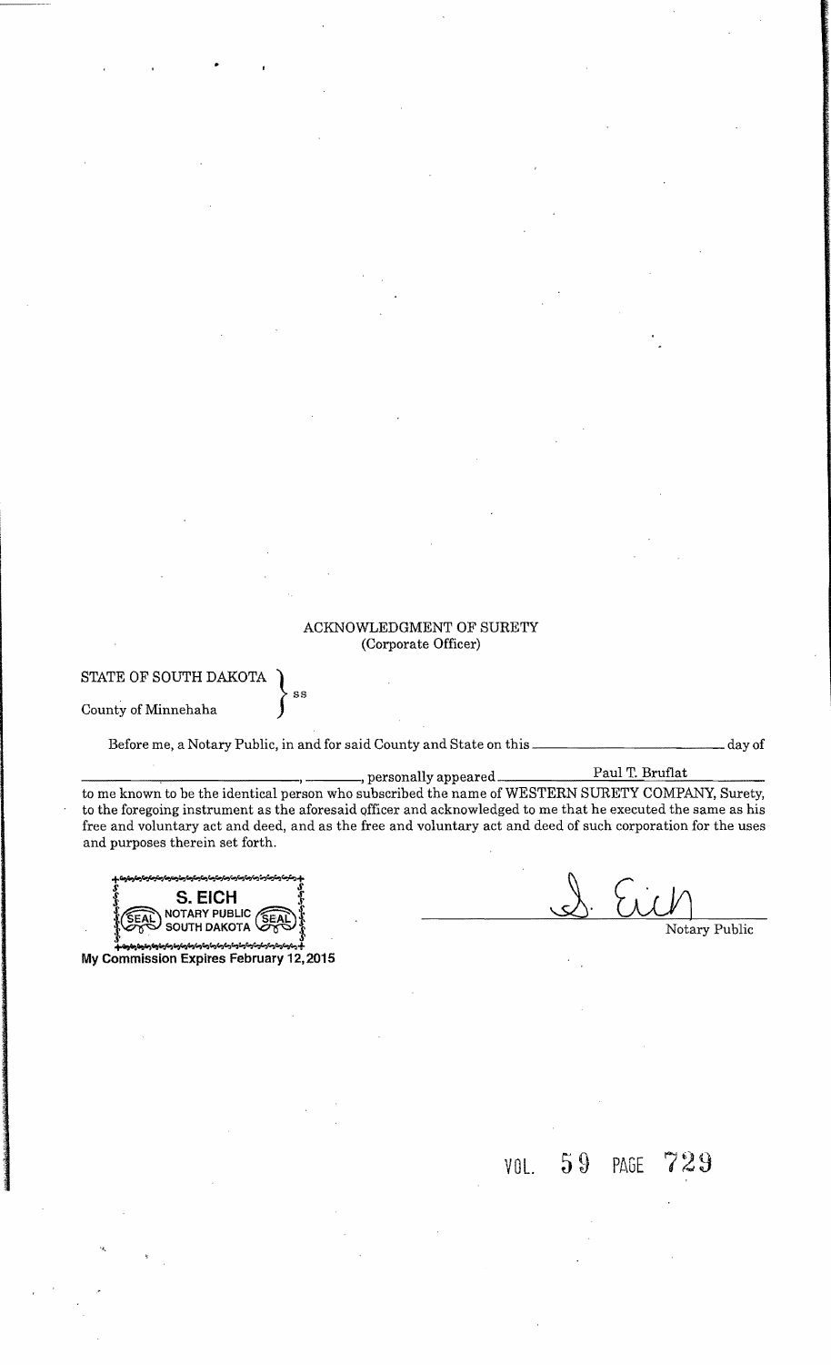ACKNOWLEDGMENT OF SURETY
(Corporate Officer)

STATE OF SOUTH DAKOTA }
                      } ss
County of Minnehaha   }

Before me, a Notary Public, in and for said County and State on this ______________ day of ______________, ______, personally appeared Paul T. Bruflat to me known to be the identical person who subscribed the name of WESTERN SURETY COMPANY, Surety, to the foregoing instrument as the aforesaid officer and acknowledged to me that he executed the same as his free and voluntary act and deed, and as the free and voluntary act and deed of such corporation for the uses and purposes therein set forth.

S. EICH
NOTARY PUBLIC
SOUTH DAKOTA
SEAL SEAL

My Commission Expires February 12, 2015

S. Eich
Notary Public

VOL. 59 PAGE 729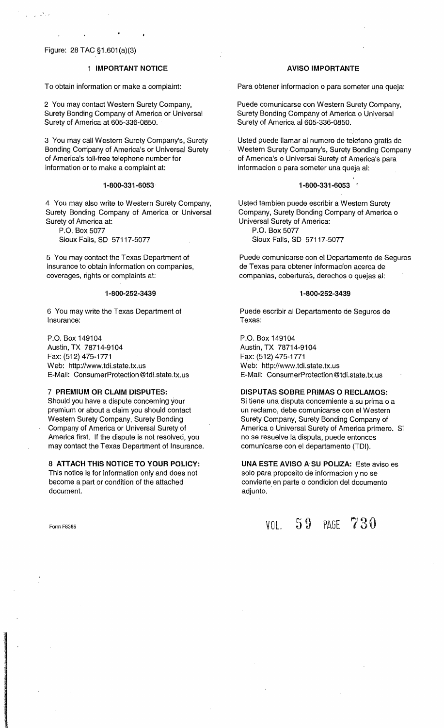Figure: 28 TAC §1.601(a)(3)

## 1 IMPORTANT NOTICE

To obtain information or make a complaint:

2 You may contact Western Surety Company, Surety Bonding Company of America or Universal Surety of America at 605-336-0850.

3 You may call Western Surety Company's, Surety Bonding Company of America's or Universal Surety of America's toll-free telephone number for information or to make a complaint at:

**1-800-331-6053**

4 You may also write to Western Surety Company, Surety Bonding Company of America or Universal Surety of America at:

P.O. Box 5077
Sioux Falls, SD 57117-5077

5 You may contact the Texas Department of Insurance to obtain information on companies, coverages, rights or complaints at:

**1-800-252-3439**

6 You may write the Texas Department of Insurance:

P.O. Box 149104
Austin, TX 78714-9104
Fax: (512) 475-1771
Web: http://www.tdi.state.tx.us
E-Mail: ConsumerProtection@tdi.state.tx.us

7 **PREMIUM OR CLAIM DISPUTES:**
Should you have a dispute concerning your premium or about a claim you should contact Western Surety Company, Surety Bonding Company of America or Universal Surety of America first. If the dispute is not resolved, you may contact the Texas Department of Insurance.

8 **ATTACH THIS NOTICE TO YOUR POLICY:**
This notice is for information only and does not become a part or condition of the attached document.

## AVISO IMPORTANTE

Para obtener informacion o para someter una queja:

Puede comunicarse con Western Surety Company, Surety Bonding Company of America o Universal Surety of America al 605-336-0850.

Usted puede llamar al numero de telefono gratis de Western Surety Company's, Surety Bonding Company of America's o Universal Surety of America's para informacion o para someter una queja al:

**1-800-331-6053**

Usted tambien puede escribir a Western Surety Company, Surety Bonding Company of America o Universal Surety of America:

P.O. Box 5077
Sioux Falls, SD 57117-5077

Puede comunicarse con el Departamento de Seguros de Texas para obtener informacion acerca de companias, coberturas, derechos o quejas al:

**1-800-252-3439**

Puede escribir al Departamento de Seguros de Texas:

P.O. Box 149104
Austin, TX 78714-9104
Fax: (512) 475-1771
Web: http://www.tdi.state.tx.us
E-Mail: ConsumerProtection@tdi.state.tx.us

**DISPUTAS SOBRE PRIMAS O RECLAMOS:**
Si tiene una disputa concerniente a su prima o a un reclamo, debe comunicarse con el Western Surety Company, Surety Bonding Company of America o Universal Surety of America primero. Si no se resuelve la disputa, puede entonces comunicarse con el departamento (TDI).

**UNA ESTE AVISO A SU POLIZA:** Este aviso es solo para proposito de informacion y no se convierte en parte o condicion del documento adjunto.

Form F6365

VOL. 59 PAGE 730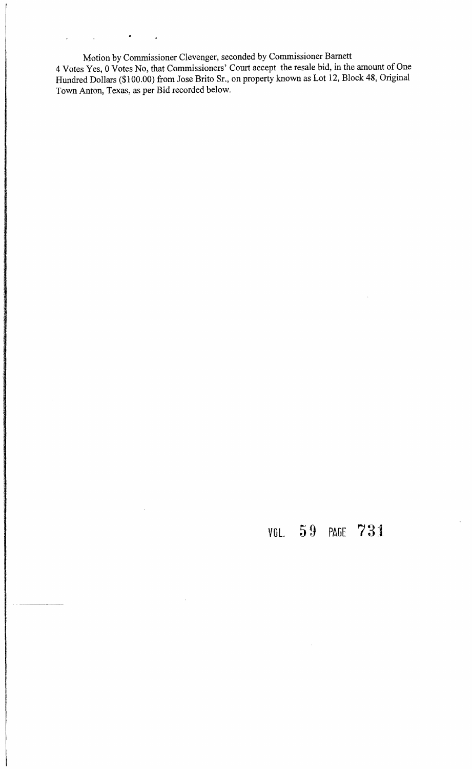Motion by Commissioner Clevenger, seconded by Commissioner Barnett
4 Votes Yes, 0 Votes No, that Commissioners' Court accept the resale bid, in the amount of One Hundred Dollars ($100.00) from Jose Brito Sr., on property known as Lot 12, Block 48, Original Town Anton, Texas, as per Bid recorded below.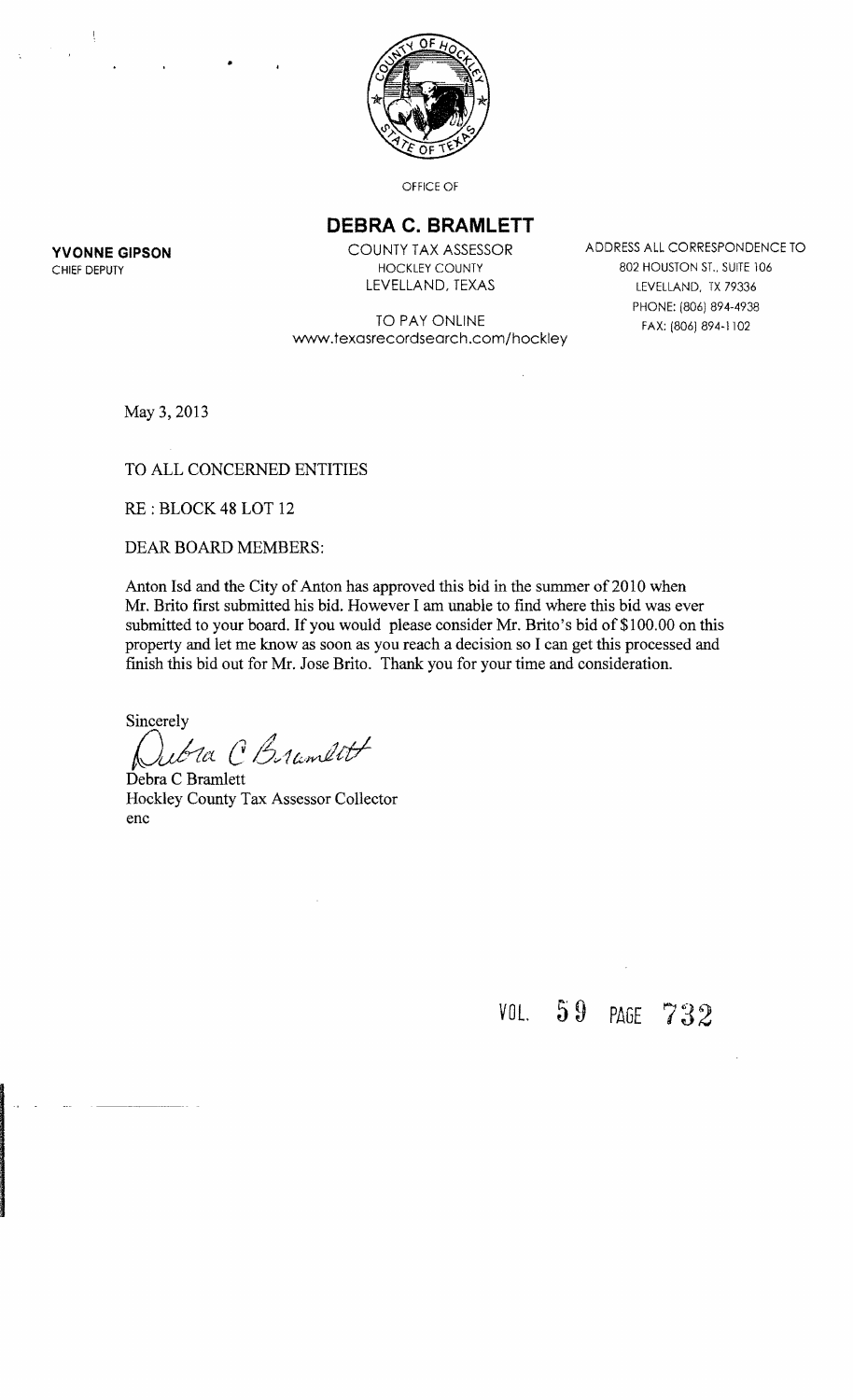OFFICE OF

# DEBRA C. BRAMLETT

COUNTY TAX ASSESSOR
HOCKLEY COUNTY
LEVELLAND, TEXAS

TO PAY ONLINE
www.texasrecordsearch.com/hockley

**YVONNE GIPSON**
CHIEF DEPUTY

ADDRESS ALL CORRESPONDENCE TO
802 HOUSTON ST., SUITE 106
LEVELLAND, TX 79336
PHONE: (806) 894-4938
FAX: (806) 894-1102

May 3, 2013

TO ALL CONCERNED ENTITIES

RE : BLOCK 48 LOT 12

DEAR BOARD MEMBERS:

Anton Isd and the City of Anton has approved this bid in the summer of 2010 when Mr. Brito first submitted his bid. However I am unable to find where this bid was ever submitted to your board. If you would please consider Mr. Brito's bid of $100.00 on this property and let me know as soon as you reach a decision so I can get this processed and finish this bid out for Mr. Jose Brito. Thank you for your time and consideration.

Sincerely

Debra C Bramlett

Debra C Bramlett
Hockley County Tax Assessor Collector
enc

VOL. 59 PAGE 732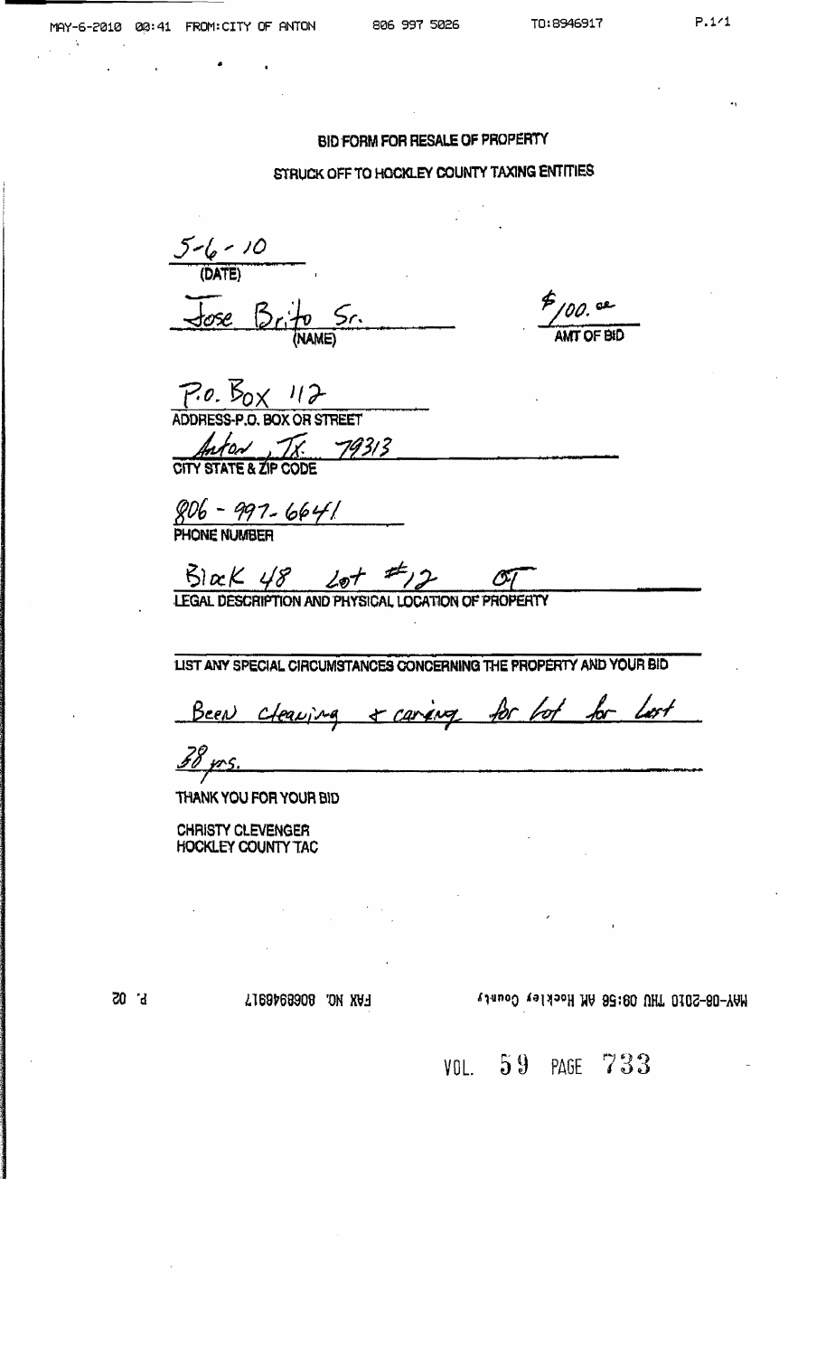## BID FORM FOR RESALE OF PROPERTY

## STRUCK OFF TO HOCKLEY COUNTY TAXING ENTITIES

5-6-10
(DATE)

Jose Brito Sr.
(NAME)

$100.00
AMT OF BID

P.O. Box 112
ADDRESS-P.O. BOX OR STREET

Anton, Tx. 79313
CITY STATE & ZIP CODE

806-997-6641
PHONE NUMBER

Block 48 Lot #12 OT
LEGAL DESCRIPTION AND PHYSICAL LOCATION OF PROPERTY

LIST ANY SPECIAL CIRCUMSTANCES CONCERNING THE PROPERTY AND YOUR BID

Been cleaning & caring for lot for last 38 yrs.

THANK YOU FOR YOUR BID

CHRISTY CLEVENGER
HOCKLEY COUNTY TAC

VOL. 59 PAGE 733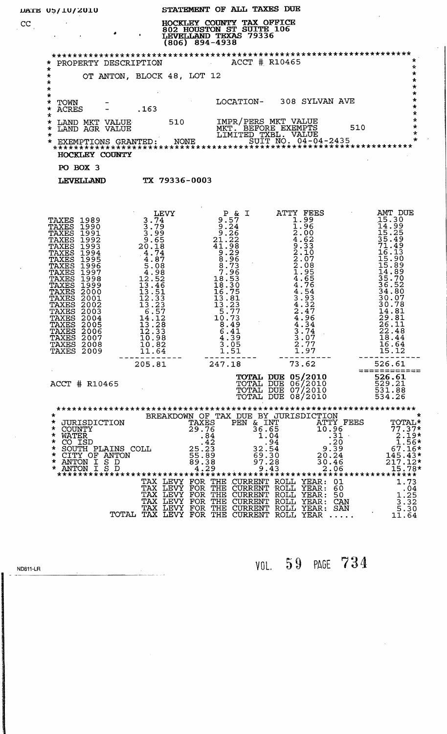DATE 05/10/2010

CC

**STATEMENT OF ALL TAXES DUE**

HOCKLEY COUNTY TAX OFFICE
802 HOUSTON ST SUITE 106
LEVELLAND TEXAS 79336
(806) 894-4938

PROPERTY DESCRIPTION — ACCT # R10465

OT ANTON, BLOCK 48, LOT 12

TOWN -
ACRES - .163

LOCATION- 308 SYLVAN AVE

LAND MKT VALUE 510
LAND AGR VALUE

IMPR/PERS MKT VALUE
MKT. BEFORE EXEMPTS 510
LIMITED TXBL. VALUE

EXEMPTIONS GRANTED: NONE

SUIT NO. 04-04-2435

**HOCKLEY COUNTY**

PO BOX 3

LEVELLAND TX 79336-0003

| | LEVY | P & I | ATTY FEES | AMT DUE |
|---|---|---|---|---|
| TAXES 1989 | 3.74 | 9.57 | 1.99 | 15.30 |
| TAXES 1990 | 3.79 | 9.24 | 1.96 | 14.99 |
| TAXES 1991 | 3.99 | 9.26 | 2.00 | 15.25 |
| TAXES 1992 | 9.65 | 21.22 | 4.62 | 35.49 |
| TAXES 1993 | 20.18 | 41.98 | 9.33 | 71.49 |
| TAXES 1994 | 4.74 | 9.29 | 2.10 | 16.13 |
| TAXES 1995 | 4.87 | 8.96 | 2.07 | 15.90 |
| TAXES 1996 | 5.08 | 8.73 | 2.08 | 15.89 |
| TAXES 1997 | 4.98 | 7.96 | 1.95 | 14.89 |
| TAXES 1998 | 12.52 | 18.53 | 4.65 | 35.70 |
| TAXES 1999 | 13.46 | 18.30 | 4.76 | 36.52 |
| TAXES 2000 | 13.51 | 16.75 | 4.54 | 34.80 |
| TAXES 2001 | 12.33 | 13.81 | 3.93 | 30.07 |
| TAXES 2002 | 13.23 | 13.23 | 4.32 | 30.78 |
| TAXES 2003 | 6.57 | 5.77 | 2.47 | 14.81 |
| TAXES 2004 | 14.12 | 10.73 | 4.96 | 29.81 |
| TAXES 2005 | 13.28 | 8.49 | 4.34 | 26.11 |
| TAXES 2006 | 12.33 | 6.41 | 3.74 | 22.48 |
| TAXES 2007 | 10.98 | 4.39 | 3.07 | 18.44 |
| TAXES 2008 | 10.82 | 3.05 | 2.77 | 16.64 |
| TAXES 2009 | 11.64 | 1.51 | 1.97 | 15.12 |
| | 205.81 | 247.18 | 73.62 | 526.61 |

ACCT # R10465

| | |
|---|---|
| TOTAL DUE 05/2010 | 526.61 |
| TOTAL DUE 06/2010 | 529.21 |
| TOTAL DUE 07/2010 | 531.88 |
| TOTAL DUE 08/2010 | 534.26 |

BREAKDOWN OF TAX DUE BY JURISDICTION

| JURISDICTION | TAXES | PEN & INT | ATTY FEES | TOTAL |
|---|---|---|---|---|
| COUNTY | 29.76 | 36.65 | 10.96 | 77.37 |
| WATER | .84 | 1.04 | .31 | 2.19 |
| CO ISD | .42 | .94 | .20 | 1.56 |
| SOUTH PLAINS COLL | 25.23 | 32.54 | 9.39 | 67.16 |
| CITY OF ANTON | 55.89 | 69.30 | 20.24 | 145.43 |
| ANTON I S D | 89.38 | 97.28 | 30.46 | 217.12 |
| ANTON I S D | 4.29 | 9.43 | 2.06 | 15.78 |

| | |
|---|---|
| TAX LEVY FOR THE CURRENT ROLL YEAR: 01 | 1.73 |
| TAX LEVY FOR THE CURRENT ROLL YEAR: 60 | .04 |
| TAX LEVY FOR THE CURRENT ROLL YEAR: 50 | 1.25 |
| TAX LEVY FOR THE CURRENT ROLL YEAR: CAN | 3.32 |
| TAX LEVY FOR THE CURRENT ROLL YEAR: SAN | 5.30 |
| TOTAL TAX LEVY FOR THE CURRENT ROLL YEAR ..... | 11.64 |

ND811-LR

VOL. 59 PAGE 734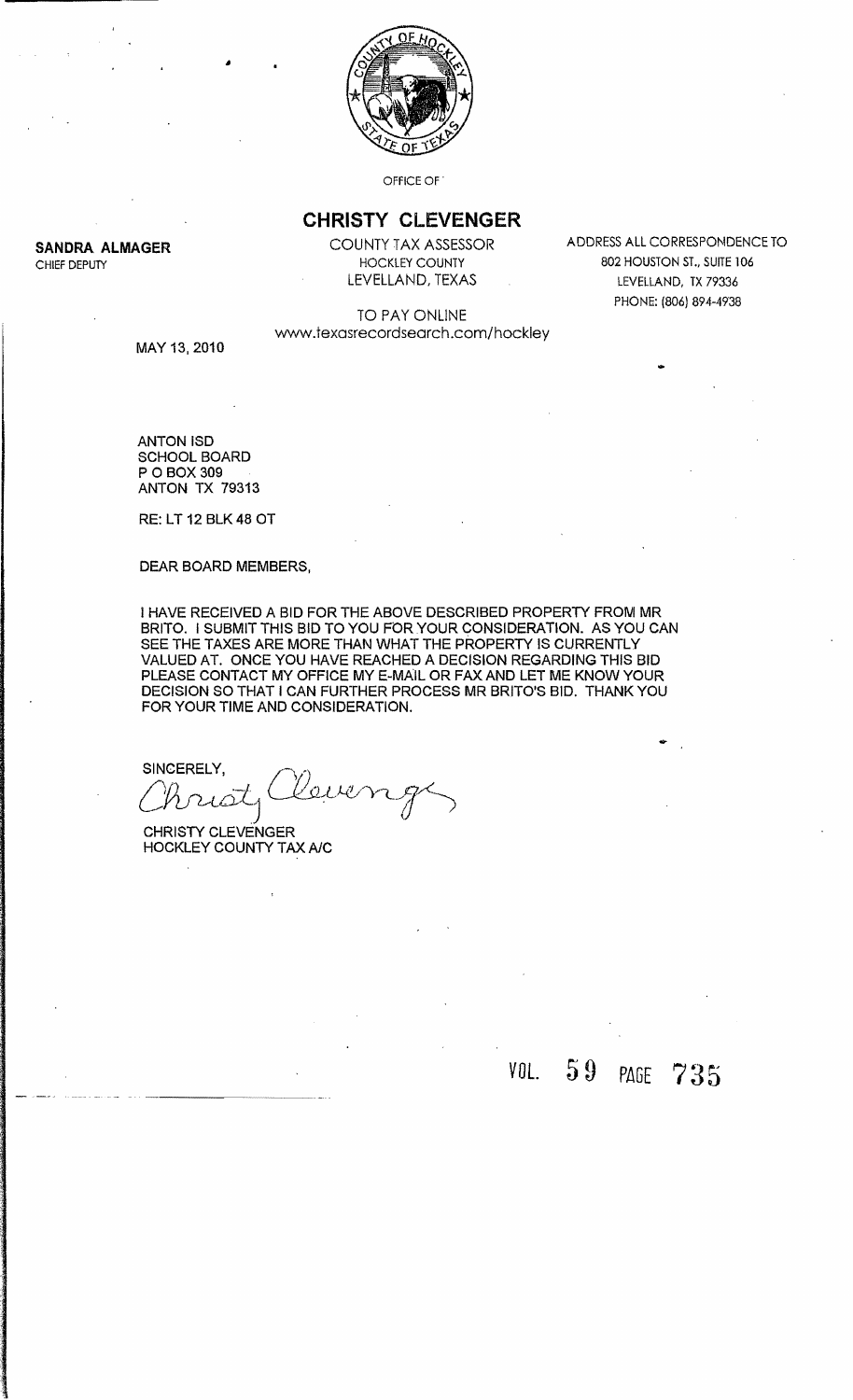OFFICE OF

# CHRISTY CLEVENGER

**SANDRA ALMAGER**
CHIEF DEPUTY

COUNTY TAX ASSESSOR
HOCKLEY COUNTY
LEVELLAND, TEXAS

ADDRESS ALL CORRESPONDENCE TO
802 HOUSTON ST., SUITE 106
LEVELLAND, TX 79336
PHONE: (806) 894-4938

TO PAY ONLINE
www.texasrecordsearch.com/hockley

MAY 13, 2010

ANTON ISD
SCHOOL BOARD
P O BOX 309
ANTON TX 79313

RE: LT 12 BLK 48 OT

DEAR BOARD MEMBERS,

I HAVE RECEIVED A BID FOR THE ABOVE DESCRIBED PROPERTY FROM MR BRITO. I SUBMIT THIS BID TO YOU FOR YOUR CONSIDERATION. AS YOU CAN SEE THE TAXES ARE MORE THAN WHAT THE PROPERTY IS CURRENTLY VALUED AT. ONCE YOU HAVE REACHED A DECISION REGARDING THIS BID PLEASE CONTACT MY OFFICE MY E-MAIL OR FAX AND LET ME KNOW YOUR DECISION SO THAT I CAN FURTHER PROCESS MR BRITO'S BID. THANK YOU FOR YOUR TIME AND CONSIDERATION.

SINCERELY,

Christy Clevenger

CHRISTY CLEVENGER
HOCKLEY COUNTY TAX A/C

VOL. 59 PAGE 735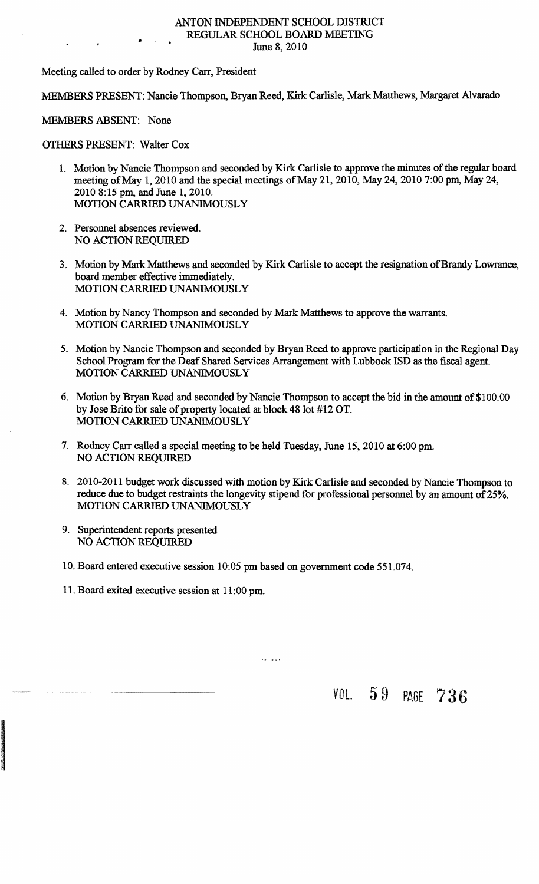# ANTON INDEPENDENT SCHOOL DISTRICT
## REGULAR SCHOOL BOARD MEETING
June 8, 2010

Meeting called to order by Rodney Carr, President

MEMBERS PRESENT: Nancie Thompson, Bryan Reed, Kirk Carlisle, Mark Matthews, Margaret Alvarado

MEMBERS ABSENT: None

OTHERS PRESENT: Walter Cox

1. Motion by Nancie Thompson and seconded by Kirk Carlisle to approve the minutes of the regular board meeting of May 1, 2010 and the special meetings of May 21, 2010, May 24, 2010 7:00 pm, May 24, 2010 8:15 pm, and June 1, 2010.
   MOTION CARRIED UNANIMOUSLY

2. Personnel absences reviewed.
   NO ACTION REQUIRED

3. Motion by Mark Matthews and seconded by Kirk Carlisle to accept the resignation of Brandy Lowrance, board member effective immediately.
   MOTION CARRIED UNANIMOUSLY

4. Motion by Nancy Thompson and seconded by Mark Matthews to approve the warrants.
   MOTION CARRIED UNANIMOUSLY

5. Motion by Nancie Thompson and seconded by Bryan Reed to approve participation in the Regional Day School Program for the Deaf Shared Services Arrangement with Lubbock ISD as the fiscal agent.
   MOTION CARRIED UNANIMOUSLY

6. Motion by Bryan Reed and seconded by Nancie Thompson to accept the bid in the amount of $100.00 by Jose Brito for sale of property located at block 48 lot #12 OT.
   MOTION CARRIED UNANIMOUSLY

7. Rodney Carr called a special meeting to be held Tuesday, June 15, 2010 at 6:00 pm.
   NO ACTION REQUIRED

8. 2010-2011 budget work discussed with motion by Kirk Carlisle and seconded by Nancie Thompson to reduce due to budget restraints the longevity stipend for professional personnel by an amount of 25%.
   MOTION CARRIED UNANIMOUSLY

9. Superintendent reports presented
   NO ACTION REQUIRED

10. Board entered executive session 10:05 pm based on government code 551.074.

11. Board exited executive session at 11:00 pm.

VOL. 59 PAGE 736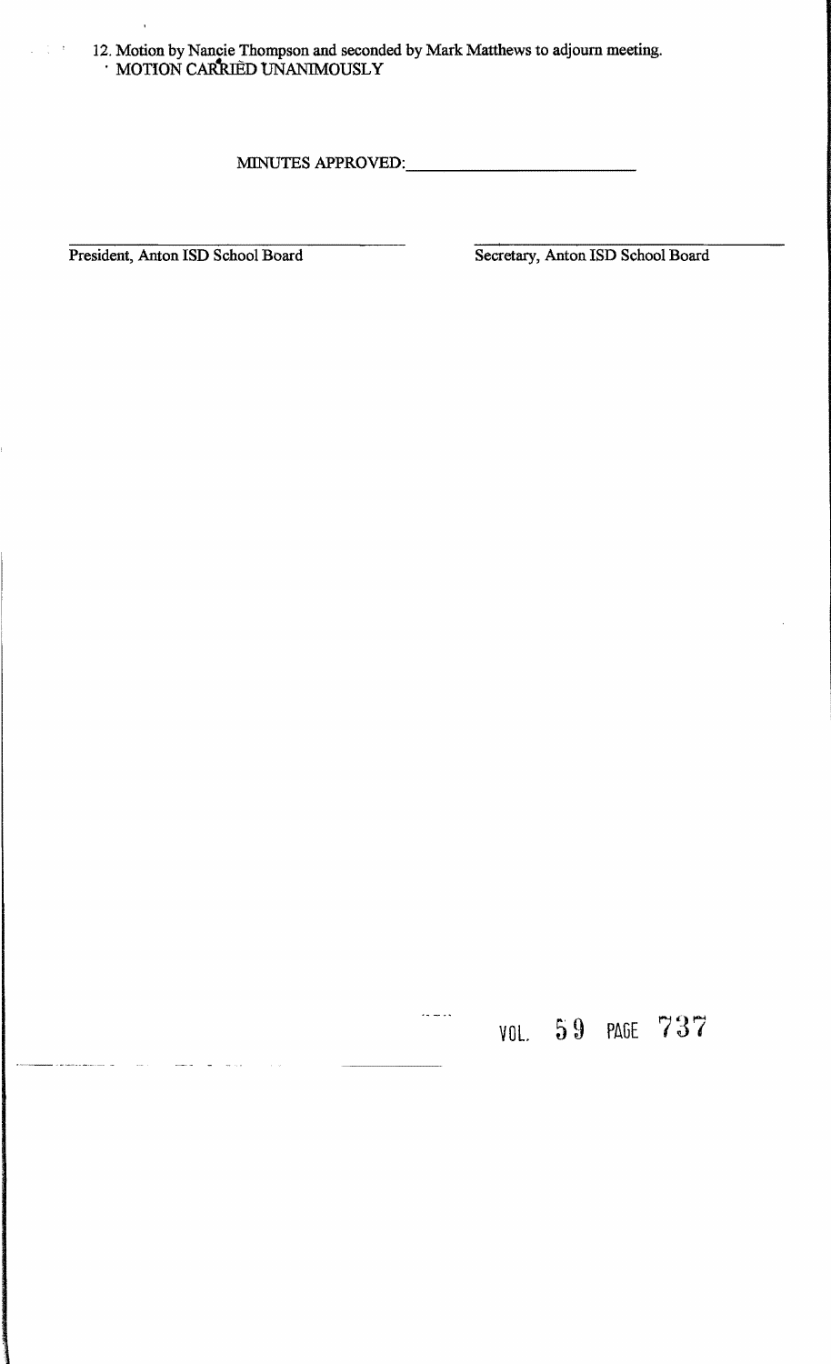12. Motion by Nancie Thompson and seconded by Mark Matthews to adjourn meeting.
   MOTION CARRIED UNANIMOUSLY

MINUTES APPROVED: ____________________________

______________________________ President, Anton ISD School Board

______________________________ Secretary, Anton ISD School Board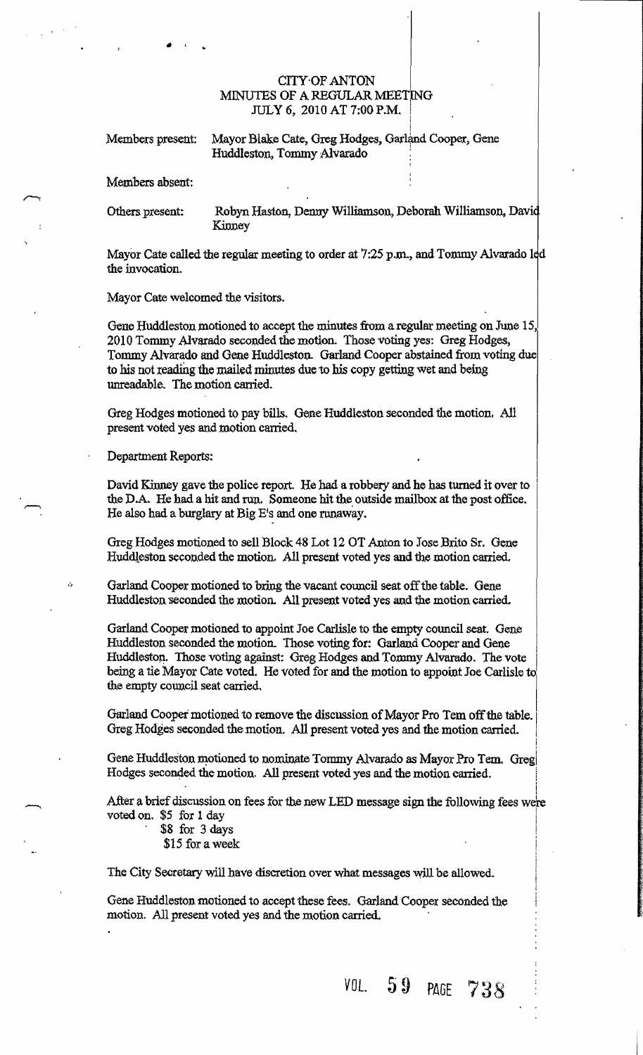CITY OF ANTON
MINUTES OF A REGULAR MEETING
JULY 6, 2010 AT 7:00 P.M.

Members present: Mayor Blake Cate, Greg Hodges, Garland Cooper, Gene Huddleston, Tommy Alvarado

Members absent:

Others present: Robyn Haston, Denny Williamson, Deborah Williamson, David Kinney

Mayor Cate called the regular meeting to order at 7:25 p.m., and Tommy Alvarado led the invocation.

Mayor Cate welcomed the visitors.

Gene Huddleston motioned to accept the minutes from a regular meeting on June 15, 2010 Tommy Alvarado seconded the motion. Those voting yes: Greg Hodges, Tommy Alvarado and Gene Huddleston. Garland Cooper abstained from voting due to his not reading the mailed minutes due to his copy getting wet and being unreadable. The motion carried.

Greg Hodges motioned to pay bills. Gene Huddleston seconded the motion. All present voted yes and motion carried.

Department Reports:

David Kinney gave the police report. He had a robbery and he has turned it over to the D.A. He had a hit and run. Someone hit the outside mailbox at the post office. He also had a burglary at Big E's and one runaway.

Greg Hodges motioned to sell Block 48 Lot 12 OT Anton to Jose Brito Sr. Gene Huddleston seconded the motion. All present voted yes and the motion carried.

Garland Cooper motioned to bring the vacant council seat off the table. Gene Huddleston seconded the motion. All present voted yes and the motion carried.

Garland Cooper motioned to appoint Joe Carlisle to the empty council seat. Gene Huddleston seconded the motion. Those voting for: Garland Cooper and Gene Huddleston. Those voting against: Greg Hodges and Tommy Alvarado. The vote being a tie Mayor Cate voted. He voted for and the motion to appoint Joe Carlisle to the empty council seat carried.

Garland Cooper motioned to remove the discussion of Mayor Pro Tem off the table. Greg Hodges seconded the motion. All present voted yes and the motion carried.

Gene Huddleston motioned to nominate Tommy Alvarado as Mayor Pro Tem. Greg Hodges seconded the motion. All present voted yes and the motion carried.

After a brief discussion on fees for the new LED message sign the following fees were voted on. $5 for 1 day
$8 for 3 days
$15 for a week

The City Secretary will have discretion over what messages will be allowed.

Gene Huddleston motioned to accept these fees. Garland Cooper seconded the motion. All present voted yes and the motion carried.

VOL. 59 PAGE 738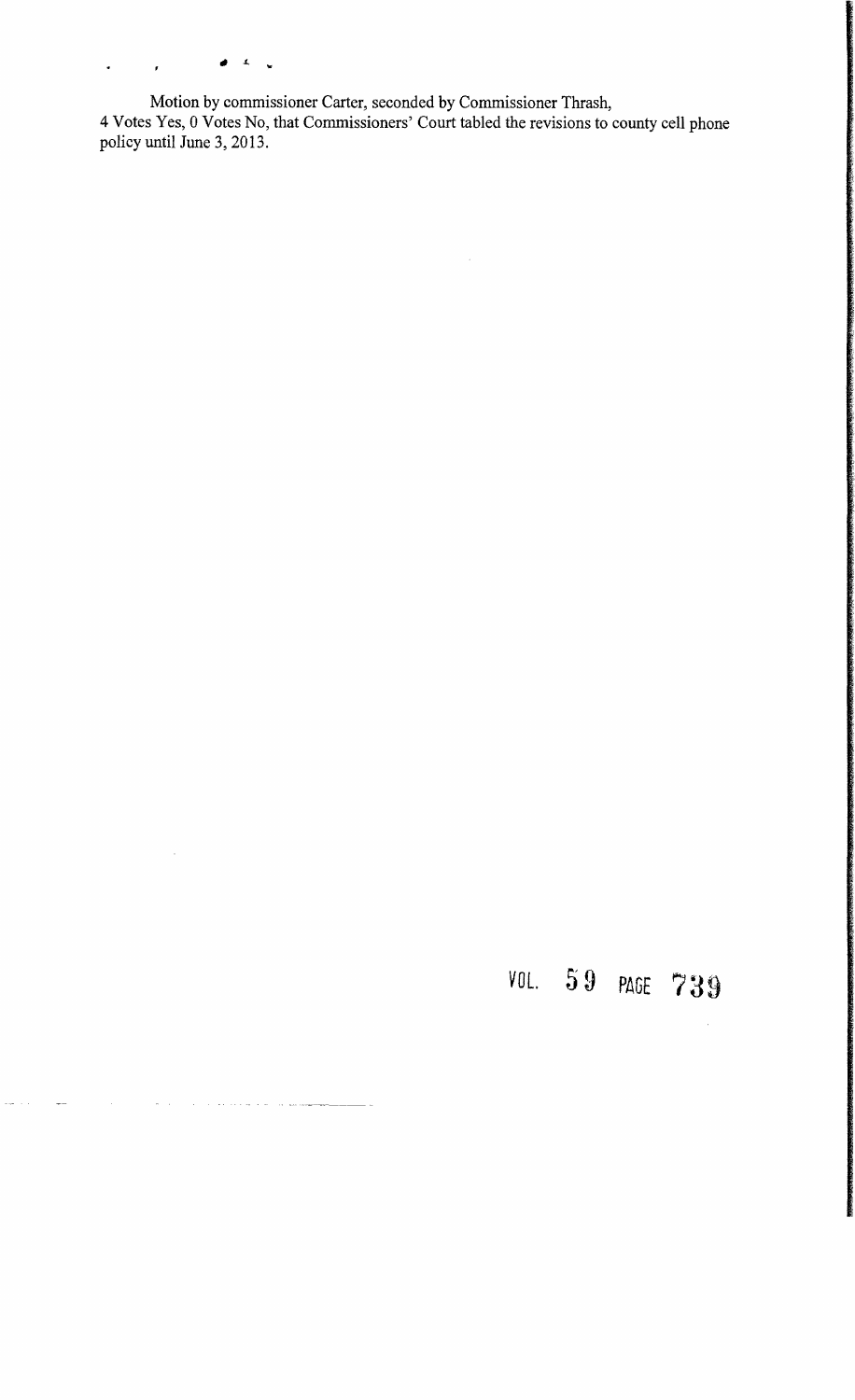Motion by commissioner Carter, seconded by Commissioner Thrash,
4 Votes Yes, 0 Votes No, that Commissioners' Court tabled the revisions to county cell phone policy until June 3, 2013.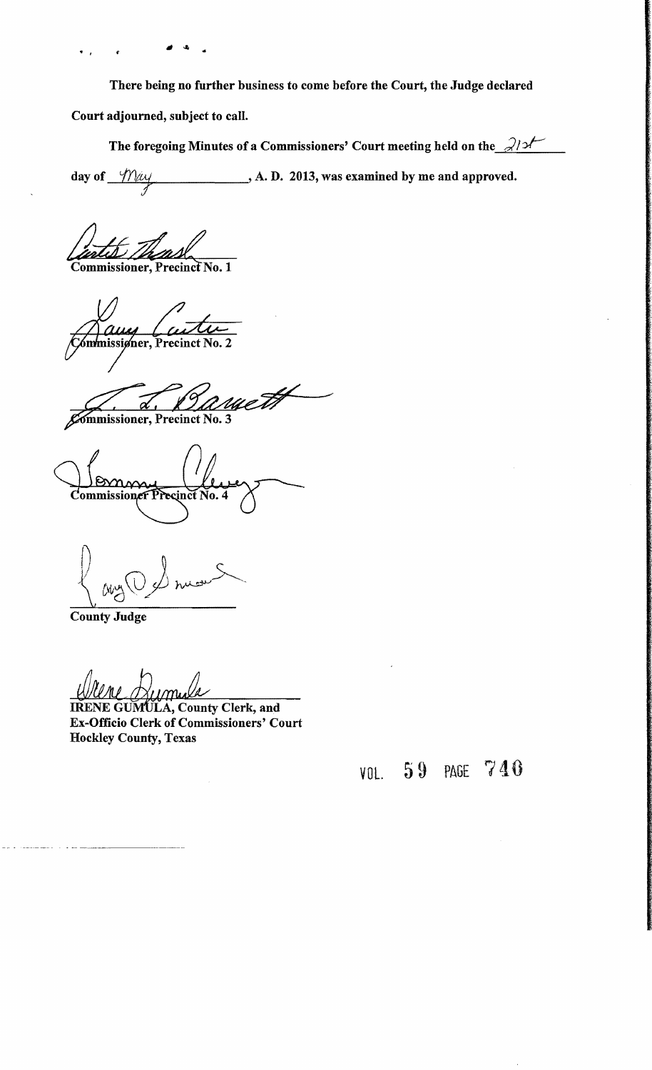**There being no further business to come before the Court, the Judge declared Court adjourned, subject to call.**

**The foregoing Minutes of a Commissioners' Court meeting held on the 21st day of May, A. D. 2013, was examined by me and approved.**

**Commissioner, Precinct No. 1**

**Commissioner, Precinct No. 2**

**Commissioner, Precinct No. 3**

**Commissioner Precinct No. 4**

**County Judge**

**IRENE GUMULA, County Clerk, and**
**Ex-Officio Clerk of Commissioners' Court**
**Hockley County, Texas**

VOL. 59 PAGE 740